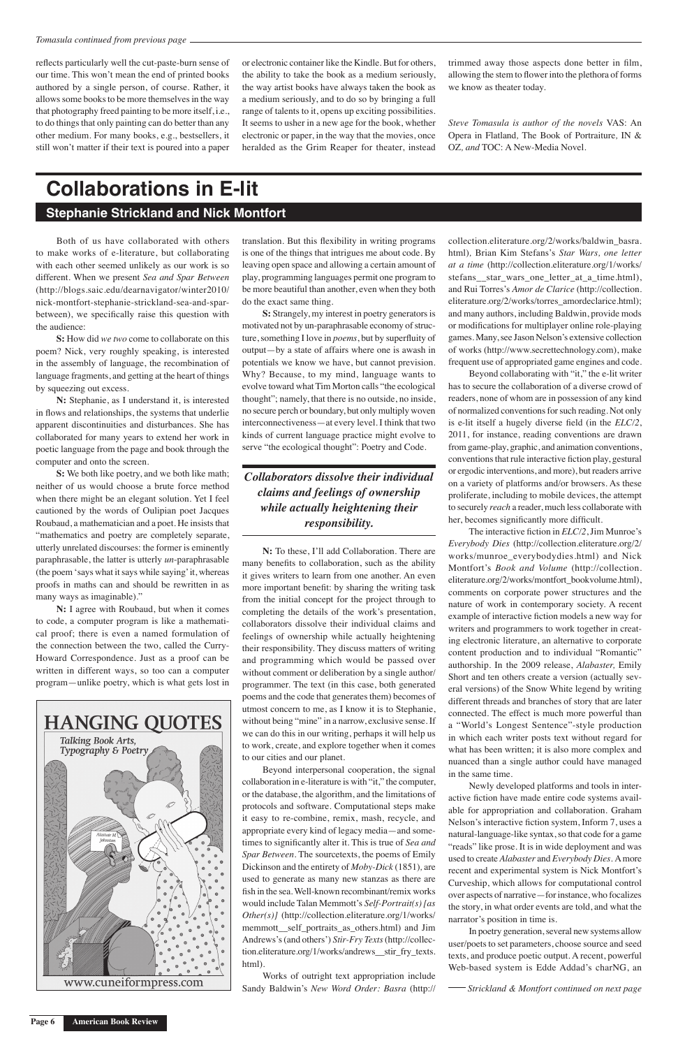*Tomasula continued from previous page*

reflects particularly well the cut-paste-burn sense of our time. This won't mean the end of printed books authored by a single person, of course. Rather, it allows some books to be more themselves in the way that photography freed painting to be more itself, i.e., to do things that only painting can do better than any other medium. For many books, e.g., bestsellers, it still won't matter if their text is poured into a paper or electronic container like the Kindle. But for others, the ability to take the book as a medium seriously, the way artist books have always taken the book as a medium seriously, and to do so by bringing a full range of talents to it, opens up exciting possibilities. It seems to usher in a new age for the book, whether electronic or paper, in the way that the movies, once heralded as the Grim Reaper for theater, instead trimmed away those aspects done better in film, allowing the stem to flower into the plethora of forms we know as theater today.

*Steve Tomasula is author of the novels* VAS: An Opera in Flatland, The Book of Portraiture, IN & OZ, *and* TOC: A New-Media Novel.

# Collaborations in E-lit

## Stephanie Strickland and Nick Montfort

Both of us have collaborated with others to make works of e-literature, but collaborating with each other seemed unlikely as our work is so different. When we present *Sea and Spar Between* (http://blogs.saic.edu/dearnavigator/winter2010/nick-montfort-stephanie-strickland-sea-and-spar-between), we specifically raise this question with the audience:

**S:** How did *we two* come to collaborate on this poem? Nick, very roughly speaking, is interested in the assembly of language, the recombination of language fragments, and getting at the heart of things by squeezing out excess.

**N:** Stephanie, as I understand it, is interested in flows and relationships, the systems that underlie apparent discontinuities and disturbances. She has collaborated for many years to extend her work in poetic language from the page and book through the computer and onto the screen.

**S:** We both like poetry, and we both like math; neither of us would choose a brute force method when there might be an elegant solution. Yet I feel cautioned by the words of Oulipian poet Jacques Roubaud, a mathematician and a poet. He insists that "mathematics and poetry are completely separate, utterly unrelated discourses: the former is eminently paraphrasable, the latter is utterly *un*-paraphrasable (the poem 'says what it says while saying' it, whereas proofs in maths can and should be rewritten in as many ways as imaginable)."

**N:** I agree with Roubaud, but when it comes to code, a computer program is like a mathematical proof; there is even a named formulation of the connection between the two, called the Curry-Howard Correspondence. Just as a proof can be written in different ways, so too can a computer program—unlike poetry, which is what gets lost in translation. But this flexibility in writing programs is one of the things that intrigues me about code. By leaving open space and allowing a certain amount of play, programming languages permit one program to be more beautiful than another, even when they both do the exact same thing.

**S:** Strangely, my interest in poetry generators is motivated not by un-paraphraseable economy of structure, something I love in *poems*, but by superfluity of output—by a state of affairs where one is awash in potentials we know we have, but cannot prevision. Why? Because, to my mind, language wants to evolve toward what Tim Morton calls "the ecological thought"; namely, that there is no outside, no inside, no secure perch or boundary, but only multiply woven interconnectiveness—at every level. I think that two kinds of current language practice might evolve to serve "the ecological thought": Poetry and Code.

***Collaborators dissolve their individual claims and feelings of ownership while actually heightening their responsibility.***

**N:** To these, I'll add Collaboration. There are many benefits to collaboration, such as the ability it gives writers to learn from one another. An even more important benefit: by sharing the writing task from the initial concept for the project through to completing the details of the work's presentation, collaborators dissolve their individual claims and feelings of ownership while actually heightening their responsibility. They discuss matters of writing and programming which would be passed over without comment or deliberation by a single author/programmer. The text (in this case, both generated poems and the code that generates them) becomes of utmost concern to me, as I know it is to Stephanie, without being "mine" in a narrow, exclusive sense. If we can do this in our writing, perhaps it will help us to work, create, and explore together when it comes to our cities and our planet.

Beyond interpersonal cooperation, the signal collaboration in e-literature is with "it," the computer, or the database, the algorithm, and the limitations of protocols and software. Computational steps make it easy to re-combine, remix, mash, recycle, and appropriate every kind of legacy media—and sometimes to significantly alter it. This is true of *Sea and Spar Between*. The sourcetexts, the poems of Emily Dickinson and the entirety of *Moby-Dick* (1851), are used to generate as many new stanzas as there are fish in the sea. Well-known recombinant/remix works would include Talan Memmott's *Self-Portrait(s) [as Other(s)]* (http://collection.eliterature.org/1/works/memmott__self_portraits_as_others.html) and Jim Andrews's (and others') *Stir-Fry Texts* (http://collection.eliterature.org/1/works/andrews__stir_fry_texts.html).

Works of outright text appropriation include Sandy Baldwin's *New Word Order: Basra* (http://collection.eliterature.org/2/works/baldwin_basra.html), Brian Kim Stefans's *Star Wars, one letter at a time* (http://collection.eliterature.org/1/works/stefans__star_wars_one_letter_at_a_time.html), and Rui Torres's *Amor de Clarice* (http://collection.eliterature.org/2/works/torres_amordeclarice.html); and many authors, including Baldwin, provide mods or modifications for multiplayer online role-playing games. Many, see Jason Nelson's extensive collection of works (http://www.secrettechnology.com), make frequent use of appropriated game engines and code.

Beyond collaborating with "it," the e-lit writer has to secure the collaboration of a diverse crowd of readers, none of whom are in possession of any kind of normalized conventions for such reading. Not only is e-lit itself a hugely diverse field (in the *ELC/2*, 2011, for instance, reading conventions are drawn from game-play, graphic, and animation conventions, conventions that rule interactive fiction play, gestural or ergodic interventions, and more), but readers arrive on a variety of platforms and/or browsers. As these proliferate, including to mobile devices, the attempt to securely *reach* a reader, much less collaborate with her, becomes significantly more difficult.

The interactive fiction in *ELC/2*, Jim Munroe's *Everybody Dies* (http://collection.eliterature.org/2/works/munroe_everybodydies.html) and Nick Montfort's *Book and Volume* (http://collection.eliterature.org/2/works/montfort_bookvolume.html), comments on corporate power structures and the nature of work in contemporary society. A recent example of interactive fiction models a new way for writers and programmers to work together in creating electronic literature, an alternative to corporate content production and to individual "Romantic" authorship. In the 2009 release, *Alabaster,* Emily Short and ten others create a version (actually several versions) of the Snow White legend by writing different threads and branches of story that are later connected. The effect is much more powerful than a "World's Longest Sentence"-style production in which each writer posts text without regard for what has been written; it is also more complex and nuanced than a single author could have managed in the same time.

Newly developed platforms and tools in interactive fiction have made entire code systems available for appropriation and collaboration. Graham Nelson's interactive fiction system, Inform 7, uses a natural-language-like syntax, so that code for a game "reads" like prose. It is in wide deployment and was used to create *Alabaster* and *Everybody Dies*. A more recent and experimental system is Nick Montfort's Curveship, which allows for computational control over aspects of narrative—for instance, who focalizes the story, in what order events are told, and what the narrator's position in time is.

In poetry generation, several new systems allow user/poets to set parameters, choose source and seed texts, and produce poetic output. A recent, powerful Web-based system is Edde Addad's charNG, an

*Strickland & Montfort continued on next page*

HANGING QUOTES
*Talking Book Arts, Typography & Poetry*
www.cuneiformpress.com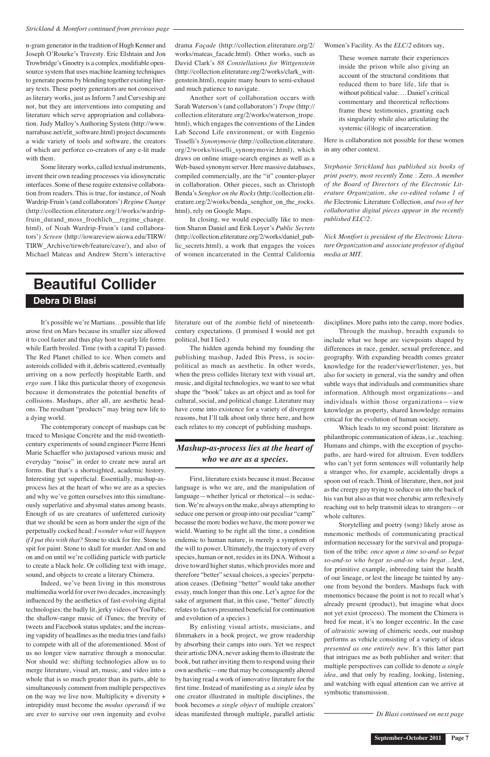n-gram generator in the tradition of Hugh Kenner and Joseph O'Rourke's Travesty. Eric Elshtain and Jon Trowbridge's Gnoetry is a complex, modifiable open-source system that uses machine learning techniques to generate poems by blending together existing literary texts. These poetry generators are not conceived as literary works, just as Inform 7 and Curveship are not, but they are interventions into computing and literature which serve appropriation and collaboration. Judy Malloy's Authoring System (http://www.narrabase.net/elit_software.html) project documents a wide variety of tools and software, the creators of which are perforce co-creators of any e-lit made with them.

Some literary works, called textual instruments, invent their own reading processes via idiosyncratic interfaces. Some of these require extensive collaboration from readers. This is true, for instance, of Noah Wardrip-Fruin's (and collaborators') *Regime Change* (http://collection.eliterature.org/1/works/wardrip-fruin_durand_moss_froehlich__regime_change.html), of Noah Wardrip-Fruin's (and collaborators') *Screen* (http://iowareview.uiowa.edu/TIRW/TIRW_Archive/tirweb/feature/cave/), and also of Michael Mateas and Andrew Stern's interactive drama *Façade* (http://collection.eliterature.org/2/works/mateas_facade.html). Other works, such as David Clark's *88 Constellations for Wittgenstein* (http://collection.eliterature.org/2/works/clark_wittgenstein.html), require many hours to semi-exhaust and much patience to navigate.

Another sort of collaboration occurs with Sarah Waterson's (and collaborators') *Trope* (http://collection.eliterature.org/2/works/waterson_trope.html), which engages the conventions of the Linden Lab Second Life environment, or with Eugenio Tisselli's *Synonymovie* (http://collection.eliterature.org/2/works/tisselli_synonymovie.html), which draws on online image-search engines as well as a Web-based synonym server. Here massive databases, compiled commercially, are the "it" counter-player in collaboration. Other pieces, such as Christoph Benda's *Senghor on the Rocks* (http://collection.eliterature.org/2/works/benda_senghor_on_the_rocks.html), rely on Google Maps.

In closing, we would especially like to mention Sharon Daniel and Erik Loyer's *Public Secrets* (http://collection.eliterature.org/2/works/daniel_public_secrets.html), a work that engages the voices of women incarcerated in the Central California Women's Facility. As the *ELC/2* editors say,

> These women narrate their experiences inside the prison while also giving an account of the structural conditions that reduced them to bare life, life that is without political value.... Daniel's critical commentary and theoretical reflections frame these testimonies, granting each its singularity while also articulating the systemic (il)logic of incarceration.

Here is collaboration not possible for these women in any other context.

*Stephanie Strickland has published six books of print poetry, most recently* Zone : Zero. *A member of the Board of Directors of the Electronic Literature Organization, she co-edited volume 1 of the* Electronic Literature Collection*, and two of her collaborative digital pieces appear in the recently published ELC/2.*

*Nick Montfort is president of the Electronic Literature Organization and associate professor of digital media at MIT.*

# Beautiful Collider

## Debra Di Blasi

It's possible we're Martians…possible that life arose first on Mars because its smaller size allowed it to cool faster and thus play host to early life forms while Earth broiled. Time (with a capital T) passed. The Red Planet chilled to ice. When comets and asteroids collided with it, debris scattered, eventually arriving on a now perfectly hospitable Earth, and *ergo sum*. I like this particular theory of exogenesis because it demonstrates the potential benefits of collisions. Mashups, after all, are aesthetic headons. The resultant "products" may bring new life to a dying world.

The contemporary concept of mashups can be traced to Musique Concrète and the mid-twentieth-century experiments of sound engineer Pierre Henri Marie Schaeffer who juxtaposed various music and everyday "noise" in order to create new aural art forms. But that's a shortsighted, academic history. Interesting yet superficial. Essentially, mashup-as-process lies at the heart of who we are as a species and why we've gotten ourselves into this simultaneously superlative and abysmal status among beasts. Enough of us are creatures of unfettered curiosity that we should be seen as born under the sign of the perpetually cocked head: *I wonder what will happen if I put this with that?* Stone to stick for fire. Stone to spit for paint. Stone to skull for murder. And on and on and on until we're colliding particle with particle to create a black hole. Or colliding text with image, sound, and objects to create a literary Chimera.

Indeed, we've been living in this monstrous multimedia world for over two decades, increasingly influenced by the aesthetics of fast-evolving digital technologies: the badly lit, jerky videos of YouTube; the shallow-range music of iTunes; the brevity of tweets and Facebook status updates; and the increasing vapidity of headlines as the media tries (and fails) to compete with all of the aforementioned. Most of us no longer view narrative through a monocular. Nor should we: shifting technologies allow us to merge literature, visual art, music, and video into a whole that is so much greater than its parts, able to simultaneously comment from multiple perspectives on the way we live now. Multiplicity + diversity + intrepidity must become the *modus operandi* if we are ever to survive our own ingenuity and evolve literature out of the zombie field of nineteenth-century expectations. (I promised I would not get political, but I lied.)

The hidden agenda behind my founding the publishing mashup, Jaded Ibis Press, is socio-political as much as aesthetic. In other words, when the press collides literary text with visual art, music, and digital technologies, we want to see what shape the "book" takes as art object and as tool for cultural, social, and political change. Literature may have come into existence for a variety of divergent reasons, but I'll talk about only three here, and how each relates to my concept of publishing mashups.

***Mashup-as-process lies at the heart of who we are as a species.***

First, literature exists because it must. Because language is who we are, and the manipulation of language—whether lyrical or rhetorical—is seduction. We're always on the make, always attempting to seduce one person or group into our peculiar "camp" because the more bodies we have, the more power we wield. Wanting to be right all the time, a condition endemic to human nature, is merely a symptom of the will to power. Ultimately, the trajectory of every species, human or not, resides in its DNA. Without a drive toward higher status, which provides more and therefore "better" sexual choices, a species' perpetuation ceases. (Defining "better" would take another essay, much longer than this one. Let's agree for the sake of argument that, in this case, "better" directly relates to factors presumed beneficial for continuation and evolution of a species.)

By enlisting visual artists, musicians, and filmmakers in a book project, we grow readership by absorbing their camps into ours. Yet we respect their artistic DNA, never asking them to illustrate the book, but rather inviting them to respond using their own aesthetic—one that may be consequently altered by having read a work of innovative literature for the first time. Instead of manifesting as *a single idea* by one creator illustrated in multiple disciplines, the book becomes *a single object* of multiple creators' ideas manifested through multiple, parallel artistic disciplines. More paths into the camp, more bodies.

Through the mashup, breadth expands to include what we hope are viewpoints shaped by differences in race, gender, sexual preference, and geography. With expanding breadth comes greater knowledge for the reader/viewer/listener, yes, but also for society in general, via the sundry and often subtle ways that individuals and communities share information. Although most organizations—and individuals within those organizations—view knowledge as property, shared knowledge remains critical for the evolution of human society.

Which leads to my second point: literature as philanthropic communication of ideas, i.e., teaching. Humans and chimps, with the exception of psychopaths, are hard-wired for altruism. Even toddlers who can't yet form sentences will voluntarily help a stranger who, for example, accidentally drops a spoon out of reach. Think of literature, then, not just as the creepy guy trying to seduce us into the back of his van but also as that wee cherubic arm reflexively reaching out to help transmit ideas to strangers—or whole cultures.

Storytelling and poetry (song) likely arose as mnemonic methods of communicating practical information necessary for the survival and propagation of the tribe: *once upon a time so-and-so begat so-and-so who begat so-and-so who begat*…lest, for primitive example, inbreeding taint the health of our lineage, or lest the lineage be tainted by anyone from beyond the borders. Mashups fuck with mnemonics because the point is not to recall what's already present (product), but imagine what does not yet exist (process). The moment the Chimera is bred for meat, it's no longer eccentric. In the case of *altruistic* sowing of chimeric seeds, our mashup performs as vehicle consisting of a variety of ideas *presented as one entirely new*. It's this latter part that intrigues me as both publisher and writer: that multiple perspectives can collide to denote *a single idea*, and that only by reading, looking, listening, and watching with equal attention can we arrive at symbiotic transmission.

*Di Blasi continued on next page*